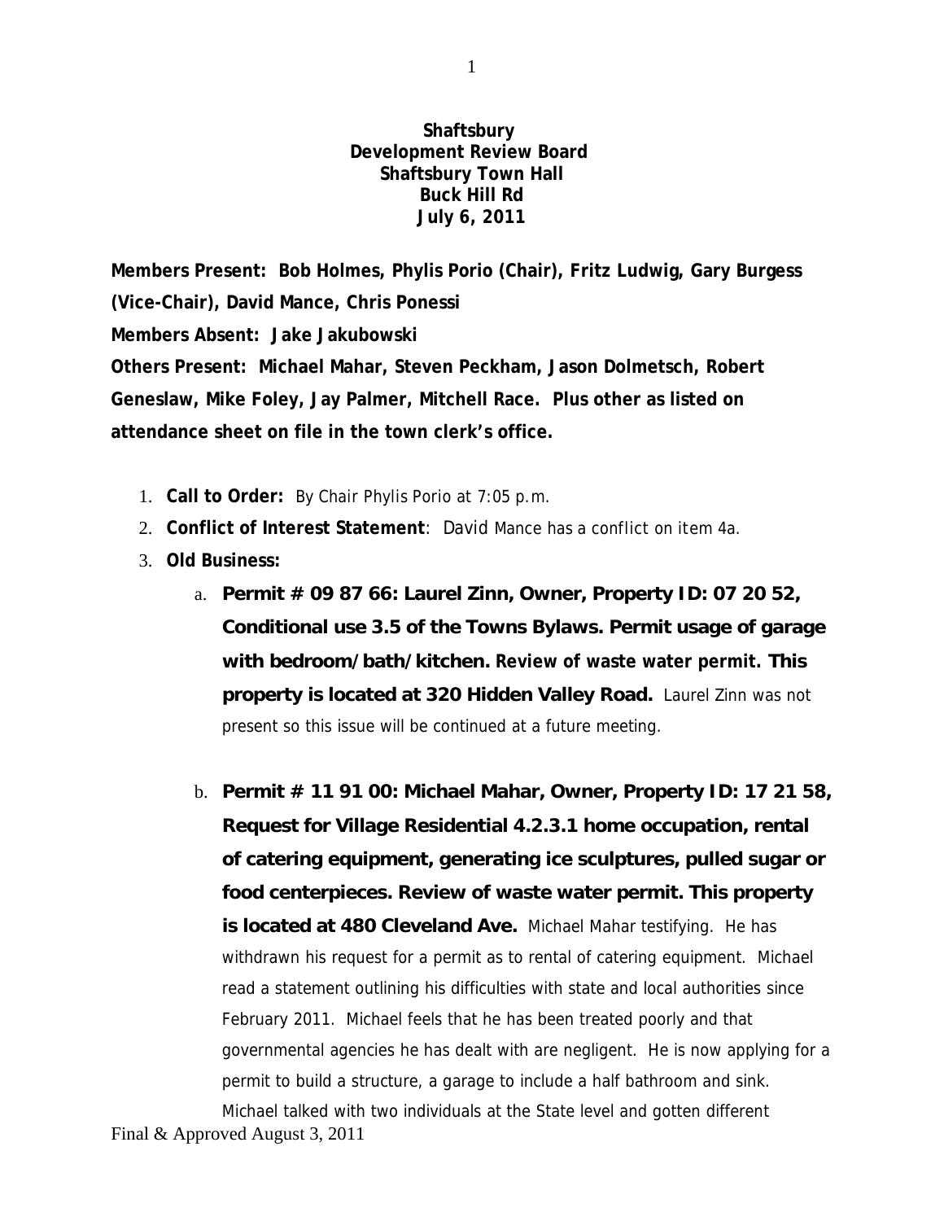**Shaftsbury**
**Development Review Board**
**Shaftsbury Town Hall**
**Buck Hill Rd**
**July 6, 2011**

**Members Present: Bob Holmes, Phylis Porio (Chair), Fritz Ludwig, Gary Burgess (Vice-Chair), David Mance, Chris Ponessi**
**Members Absent: Jake Jakubowski**
**Others Present: Michael Mahar, Steven Peckham, Jason Dolmetsch, Robert Geneslaw, Mike Foley, Jay Palmer, Mitchell Race. Plus other as listed on attendance sheet on file in the town clerk's office.**

1. **Call to Order:** By Chair Phylis Porio at 7:05 p.m.
2. **Conflict of Interest Statement**: David Mance has a conflict on item 4a.
3. **Old Business:**
   a. **Permit # 09 87 66: Laurel Zinn, Owner, Property ID: 07 20 52, Conditional use 3.5 of the Towns Bylaws. Permit usage of garage with bedroom/bath/kitchen. Review of waste water permit. This property is located at 320 Hidden Valley Road.** Laurel Zinn was not present so this issue will be continued at a future meeting.

   b. **Permit # 11 91 00: Michael Mahar, Owner, Property ID: 17 21 58, Request for Village Residential 4.2.3.1 home occupation, rental of catering equipment, generating ice sculptures, pulled sugar or food centerpieces. Review of waste water permit. This property is located at 480 Cleveland Ave.** Michael Mahar testifying. He has withdrawn his request for a permit as to rental of catering equipment. Michael read a statement outlining his difficulties with state and local authorities since February 2011. Michael feels that he has been treated poorly and that governmental agencies he has dealt with are negligent. He is now applying for a permit to build a structure, a garage to include a half bathroom and sink. Michael talked with two individuals at the State level and gotten different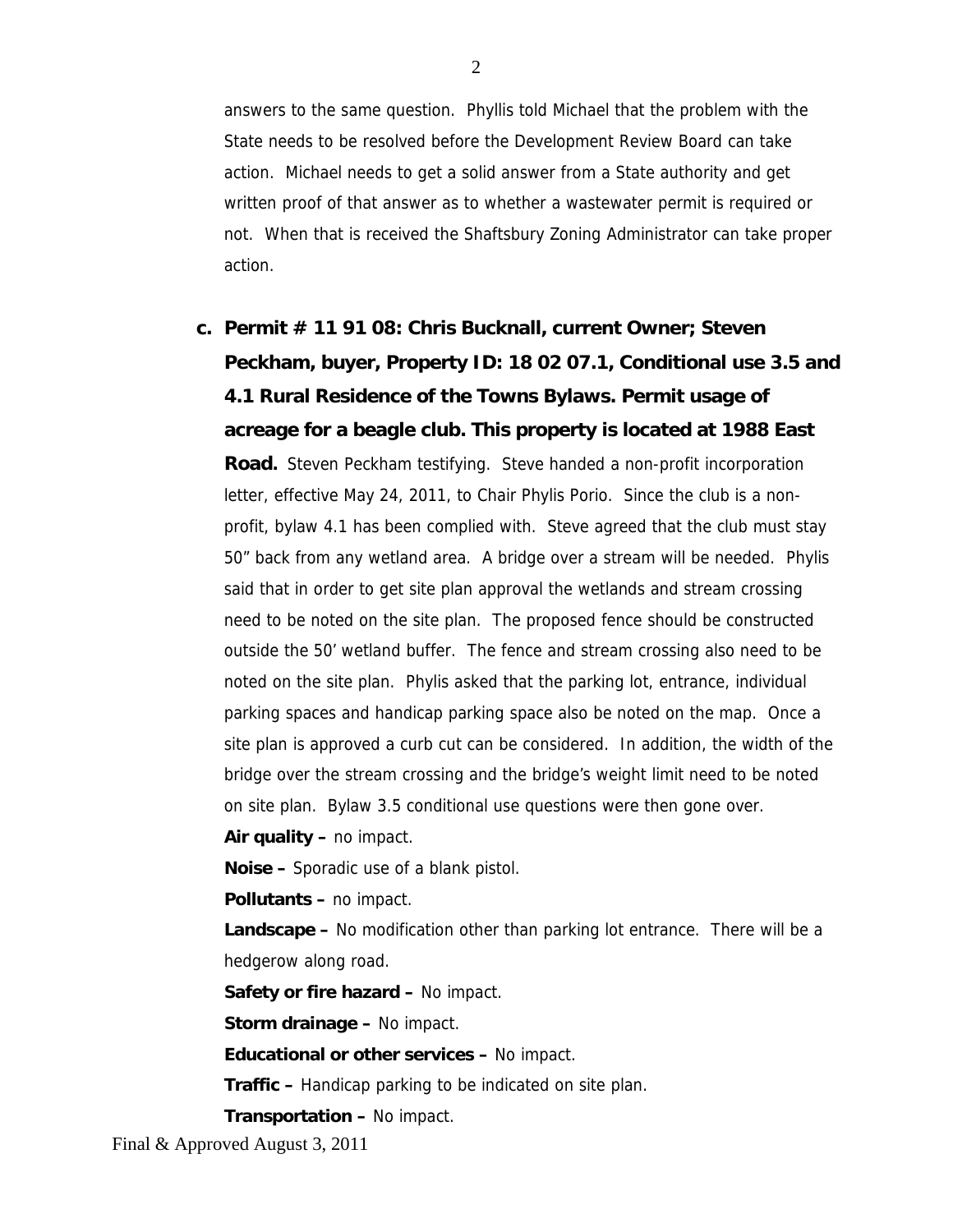answers to the same question. Phyllis told Michael that the problem with the State needs to be resolved before the Development Review Board can take action. Michael needs to get a solid answer from a State authority and get written proof of that answer as to whether a wastewater permit is required or not. When that is received the Shaftsbury Zoning Administrator can take proper action.

**c. Permit # 11 91 08: Chris Bucknall, current Owner; Steven Peckham, buyer, Property ID: 18 02 07.1, Conditional use 3.5 and 4.1 Rural Residence of the Towns Bylaws. Permit usage of acreage for a beagle club. This property is located at 1988 East Road.** Steven Peckham testifying. Steve handed a non-profit incorporation letter, effective May 24, 2011, to Chair Phylis Porio. Since the club is a non-profit, bylaw 4.1 has been complied with. Steve agreed that the club must stay 50" back from any wetland area. A bridge over a stream will be needed. Phylis said that in order to get site plan approval the wetlands and stream crossing need to be noted on the site plan. The proposed fence should be constructed outside the 50' wetland buffer. The fence and stream crossing also need to be noted on the site plan. Phylis asked that the parking lot, entrance, individual parking spaces and handicap parking space also be noted on the map. Once a site plan is approved a curb cut can be considered. In addition, the width of the bridge over the stream crossing and the bridge's weight limit need to be noted on site plan. Bylaw 3.5 conditional use questions were then gone over.

**Air quality –** no impact.

**Noise –** Sporadic use of a blank pistol.

**Pollutants –** no impact.

**Landscape –** No modification other than parking lot entrance. There will be a hedgerow along road.

**Safety or fire hazard –** No impact.

**Storm drainage –** No impact.

**Educational or other services –** No impact.

**Traffic –** Handicap parking to be indicated on site plan.

**Transportation –** No impact.

Final & Approved August 3, 2011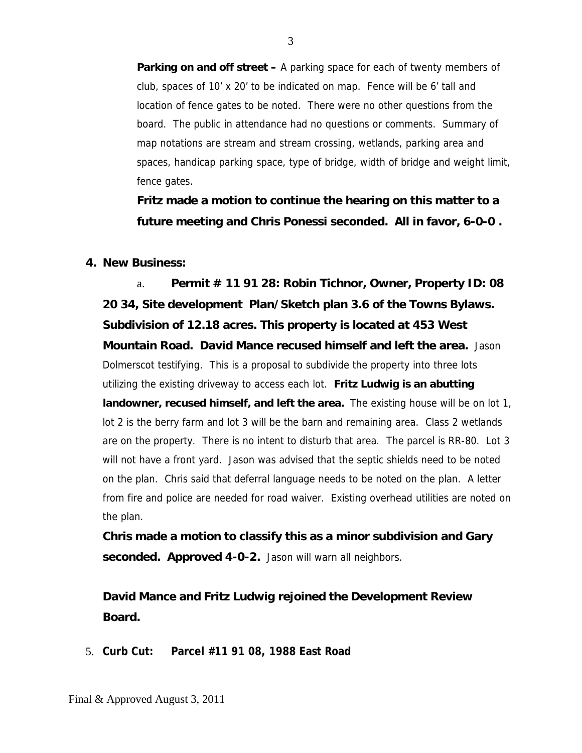**Parking on and off street –** A parking space for each of twenty members of club, spaces of 10' x 20' to be indicated on map. Fence will be 6' tall and location of fence gates to be noted. There were no other questions from the board. The public in attendance had no questions or comments. Summary of map notations are stream and stream crossing, wetlands, parking area and spaces, handicap parking space, type of bridge, width of bridge and weight limit, fence gates.

**Fritz made a motion to continue the hearing on this matter to a future meeting and Chris Ponessi seconded. All in favor, 6-0-0 .**

**4. New Business:**

a. **Permit # 11 91 28: Robin Tichnor, Owner, Property ID: 08 20 34, Site development Plan/Sketch plan 3.6 of the Towns Bylaws. Subdivision of 12.18 acres. This property is located at 453 West Mountain Road. David Mance recused himself and left the area.** Jason Dolmerscot testifying. This is a proposal to subdivide the property into three lots utilizing the existing driveway to access each lot. **Fritz Ludwig is an abutting landowner, recused himself, and left the area.** The existing house will be on lot 1, lot 2 is the berry farm and lot 3 will be the barn and remaining area. Class 2 wetlands are on the property. There is no intent to disturb that area. The parcel is RR-80. Lot 3 will not have a front yard. Jason was advised that the septic shields need to be noted on the plan. Chris said that deferral language needs to be noted on the plan. A letter from fire and police are needed for road waiver. Existing overhead utilities are noted on the plan.

**Chris made a motion to classify this as a minor subdivision and Gary seconded. Approved 4-0-2.** Jason will warn all neighbors.

**David Mance and Fritz Ludwig rejoined the Development Review Board.**

5. **Curb Cut: Parcel #11 91 08, 1988 East Road**

Final & Approved August 3, 2011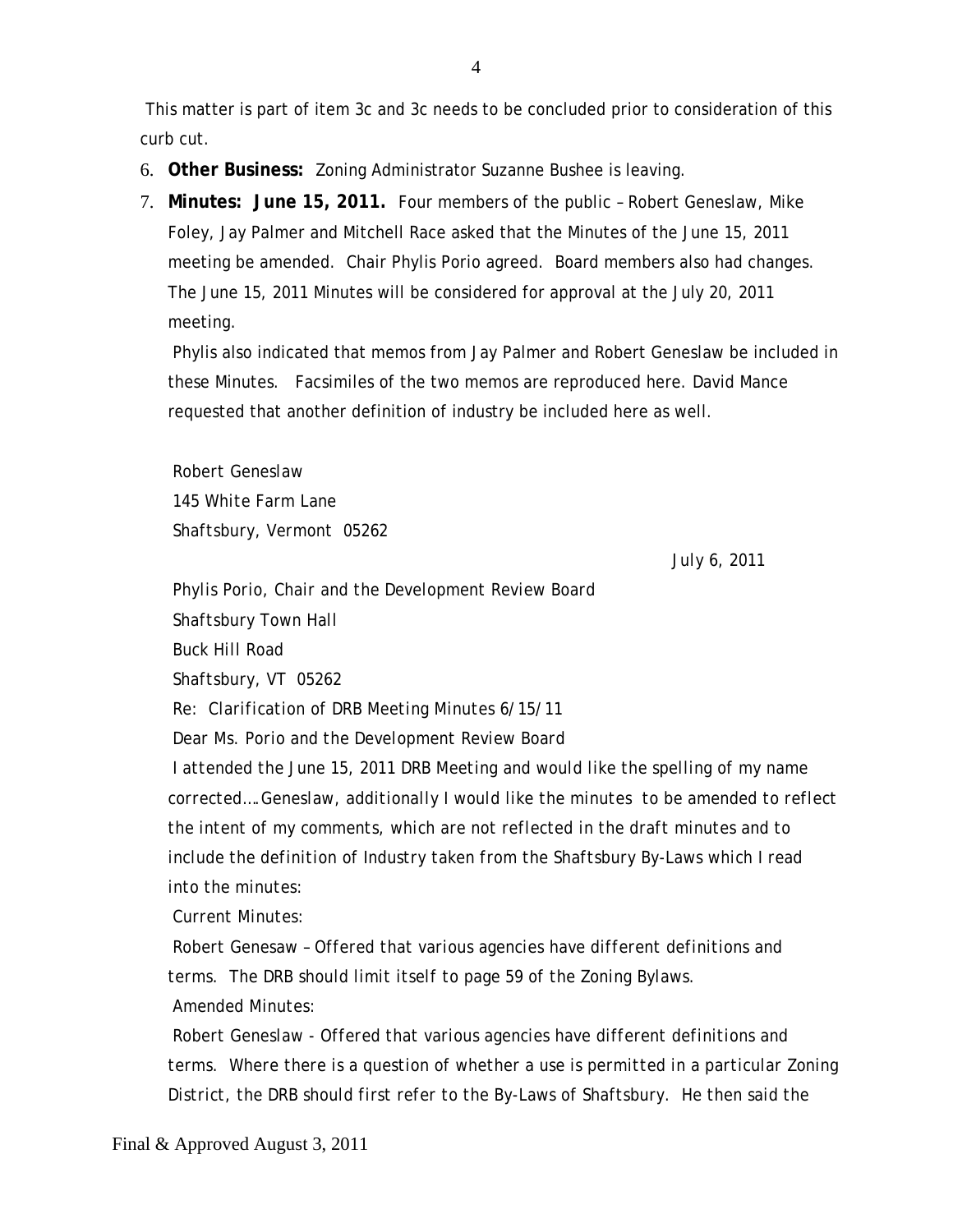This matter is part of item 3c and 3c needs to be concluded prior to consideration of this curb cut.

6. **Other Business:** Zoning Administrator Suzanne Bushee is leaving.
7. **Minutes: June 15, 2011.** Four members of the public – Robert Geneslaw, Mike Foley, Jay Palmer and Mitchell Race asked that the Minutes of the June 15, 2011 meeting be amended. Chair Phylis Porio agreed. Board members also had changes. The June 15, 2011 Minutes will be considered for approval at the July 20, 2011 meeting.

   Phylis also indicated that memos from Jay Palmer and Robert Geneslaw be included in these Minutes. Facsimiles of the two memos are reproduced here. David Mance requested that another definition of industry be included here as well.

   *Robert Geneslaw*
   *145 White Farm Lane*
   *Shaftsbury, Vermont 05262*

   *July 6, 2011*

   *Phylis Porio, Chair and the Development Review Board*
   *Shaftsbury Town Hall*
   *Buck Hill Road*
   *Shaftsbury, VT 05262*

   *Re: Clarification of DRB Meeting Minutes 6/15/11*

   *Dear Ms. Porio and the Development Review Board*

   *I attended the June 15, 2011 DRB Meeting and would like the spelling of my name corrected….Geneslaw, additionally I would like the minutes to be amended to reflect the intent of my comments, which are not reflected in the draft minutes and to include the definition of Industry taken from the Shaftsbury By-Laws which I read into the minutes:*

   *Current Minutes:*

   *Robert Genesaw – Offered that various agencies have different definitions and terms. The DRB should limit itself to page 59 of the Zoning Bylaws.*

   *Amended Minutes:*

   *Robert Geneslaw - Offered that various agencies have different definitions and terms. Where there is a question of whether a use is permitted in a particular Zoning District, the DRB should first refer to the By-Laws of Shaftsbury. He then said the*

Final & Approved August 3, 2011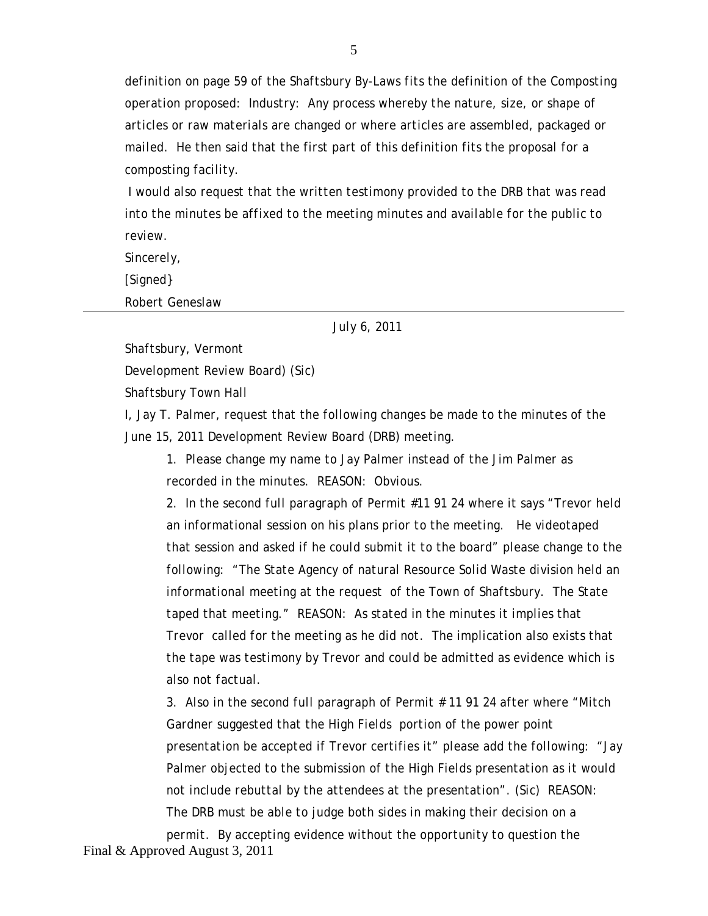definition on page 59 of the Shaftsbury By-Laws fits the definition of the Composting operation proposed: Industry: Any process whereby the nature, size, or shape of articles or raw materials are changed or where articles are assembled, packaged or mailed. He then said that the first part of this definition fits the proposal for a composting facility.

I would also request that the written testimony provided to the DRB that was read into the minutes be affixed to the meeting minutes and available for the public to review.

Sincerely,

[Signed}

Robert Geneslaw

---

July 6, 2011

Shaftsbury, Vermont

Development Review Board) (Sic)

Shaftsbury Town Hall

I, Jay T. Palmer, request that the following changes be made to the minutes of the June 15, 2011 Development Review Board (DRB) meeting.

1. Please change my name to Jay Palmer instead of the Jim Palmer as recorded in the minutes. REASON: Obvious.

2. In the second full paragraph of Permit #11 91 24 where it says "Trevor held an informational session on his plans prior to the meeting. He videotaped that session and asked if he could submit it to the board" please change to the following: "The State Agency of natural Resource Solid Waste division held an informational meeting at the request of the Town of Shaftsbury. The State taped that meeting." REASON: As stated in the minutes it implies that Trevor called for the meeting as he did not. The implication also exists that the tape was testimony by Trevor and could be admitted as evidence which is also not factual.

3. Also in the second full paragraph of Permit # 11 91 24 after where "Mitch Gardner suggested that the High Fields portion of the power point presentation be accepted if Trevor certifies it" please add the following: "Jay Palmer objected to the submission of the High Fields presentation as it would not include rebuttal by the attendees at the presentation". (Sic) REASON: The DRB must be able to judge both sides in making their decision on a permit. By accepting evidence without the opportunity to question the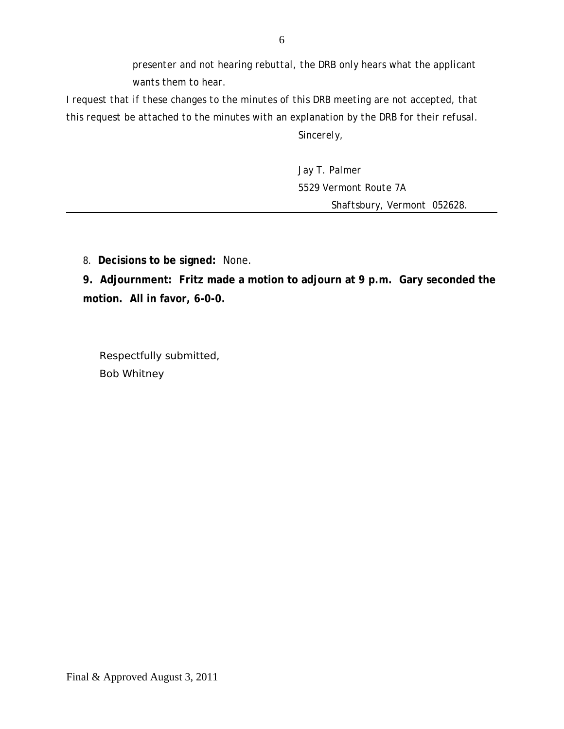*presenter and not hearing rebuttal, the DRB only hears what the applicant wants them to hear.*

*I request that if these changes to the minutes of this DRB meeting are not accepted, that this request be attached to the minutes with an explanation by the DRB for their refusal.*

Sincerely,

Jay T. Palmer
5529 Vermont Route 7A
Shaftsbury, Vermont 052628.

---

8. **Decisions to be signed:** None.

**9. Adjournment: Fritz made a motion to adjourn at 9 p.m. Gary seconded the motion. All in favor, 6-0-0.**

Respectfully submitted,
Bob Whitney

Final & Approved August 3, 2011